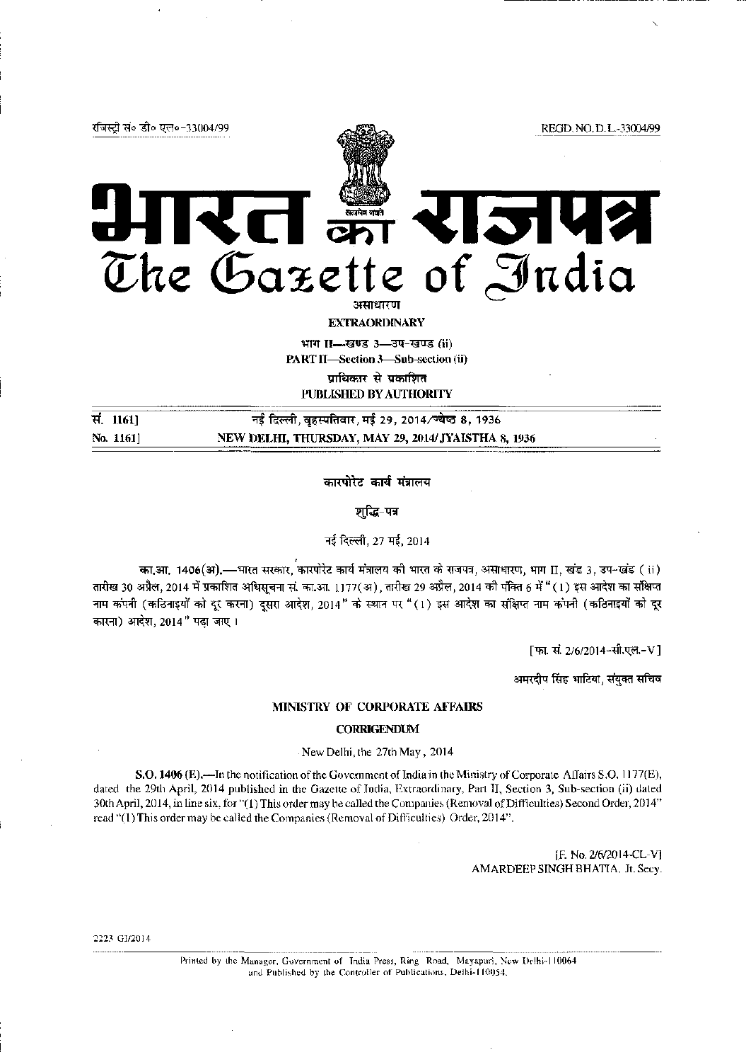रजिस्ट्री सं० डी० एल०-33004/99 REGD. NO. D. L.-33004/99

# भारत का राजपत्र
# The Gazette of India

असाधारण

**EXTRAORDINARY**

भाग II—खण्ड 3—उप-खण्ड (ii)

**PART II—Section 3—Sub-section (ii)**

प्राधिकार से प्रकाशित

**PUBLISHED BY AUTHORITY**

सं. 1161] नई दिल्ली, बृहस्पतिवार, मई 29, 2014/ज्येष्ठ 8, 1936

No. 1161] NEW DELHI, THURSDAY, MAY 29, 2014/JYAISTHA 8, 1936

## कारपोरेट कार्य मंत्रालय

### शुद्धि-पत्र

नई दिल्ली, 27 मई, 2014

**का.आ. 1406(अ).**—भारत सरकार, कारपोरेट कार्य मंत्रालय की भारत के राजपत्र, असाधारण, भाग II, खंड 3, उप-खंड (ii) तारीख 30 अप्रैल, 2014 में प्रकाशित अधिसूचना सं. का.आ. 1177(अ), तारीख 29 अप्रैल, 2014 की पंक्ति 6 में "(1) इस आदेश का संक्षिप्त नाम कंपनी (कठिनाइयों को दूर करना) दूसरा आदेश, 2014" के स्थान पर "(1) इस आदेश का संक्षिप्त नाम कंपनी (कठिनाइयों को दूर करना) आदेश, 2014" पढ़ा जाए ।

[फा. सं. 2/6/2014-सी.एल.-V]

अमरदीप सिंह भाटिया, संयुक्त सचिव

## MINISTRY OF CORPORATE AFFAIRS

### CORRIGENDUM

New Delhi, the 27th May, 2014

**S.O. 1406 (E).**—In the notification of the Government of India in the Ministry of Corporate Affairs S.O. 1177(E), dated the 29th April, 2014 published in the Gazette of India, Extraordinary, Part II, Section 3, Sub-section (ii) dated 30th April, 2014, in line six, for "(1) This order may be called the Companies (Removal of Difficulties) Second Order, 2014" read "(1) This order may be called the Companies (Removal of Difficulties) Order, 2014".

[F. No. 2/6/2014-CL-V]

AMARDEEP SINGH BHATIA, Jt. Secy.

2223 GI/2014

Printed by the Manager, Government of India Press, Ring Road, Mayapuri, New Delhi-110064 and Published by the Controller of Publications, Delhi-110054.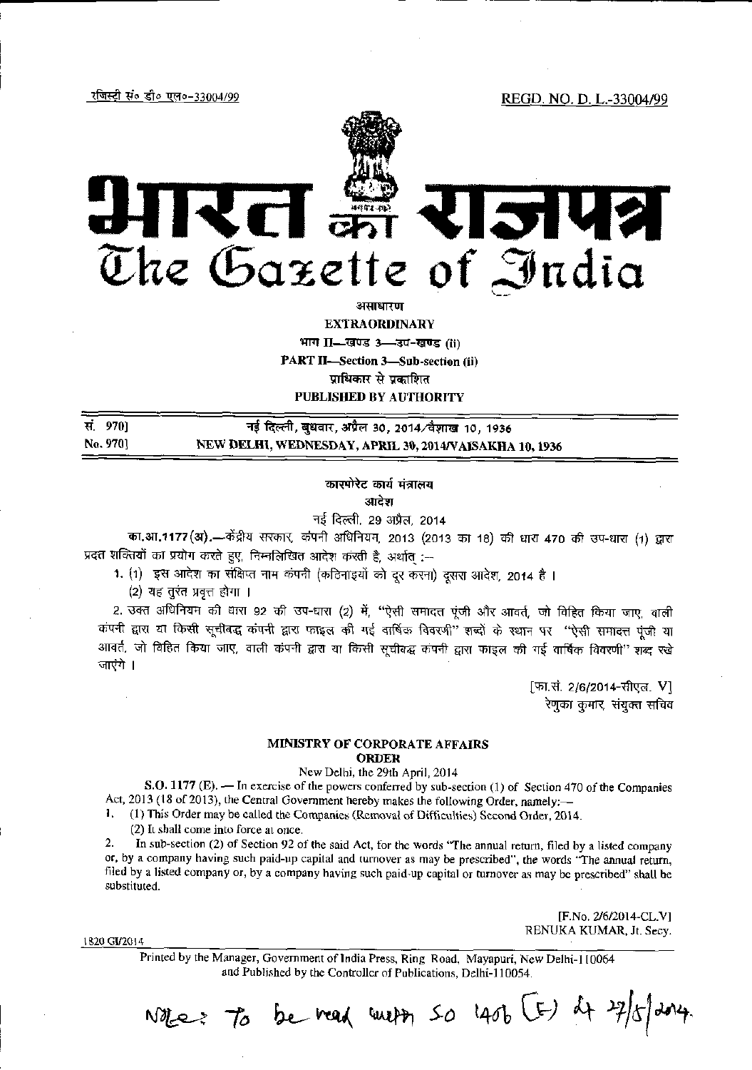रजिस्ट्री सं० डी० एल०-33004/99 REGD. NO. D. L.-33004/99

# भारत का राजपत्र
# The Gazette of India

असाधारण

**EXTRAORDINARY**

भाग II—खण्ड 3—उप-खण्ड (ii)

**PART II—Section 3—Sub-section (ii)**

प्राधिकार से प्रकाशित

**PUBLISHED BY AUTHORITY**

| | |
|---|---|
| सं. 970] | नई दिल्ली, बुधवार, अप्रैल 30, 2014/वैशाख 10, 1936 |
| No. 970] | NEW DELHI, WEDNESDAY, APRIL 30, 2014/VAISAKHA 10, 1936 |

## कारपोरेट कार्य मंत्रालय

### आदेश

नई दिल्ली, 29 अप्रैल, 2014

**का.आ.1177(अ).**—केंद्रीय सरकार, कंपनी अधिनियम, 2013 (2013 का 18) की धारा 470 की उप-धारा (1) द्वारा प्रदत्त शक्तियों का प्रयोग करते हुए, निम्नलिखित आदेश करती है, अर्थात् :—

1. (1) इस आदेश का संक्षिप्त नाम कंपनी (कठिनाइयों को दूर करना) दूसरा आदेश, 2014 है।

   (2) यह तुरंत प्रवृत्त होगा।

2. उक्त अधिनियम की धारा 92 की उप-धारा (2) में, "ऐसी समादत्त पूंजी और आवर्त, जो विहित किया जाए, वाली कंपनी द्वारा या किसी सूचीबद्ध कंपनी द्वारा फाइल की गई वार्षिक विवरणी" शब्दों के स्थान पर "ऐसी समादत्त पूंजी या आवर्त, जो विहित किया जाए, वाली कंपनी द्वारा या किसी सूचीबद्ध कंपनी द्वारा फाइल की गई वार्षिक विवरणी" शब्द रखे जाएंगे।

[फा.सं. 2/6/2014-सीएल. V]

रेणुका कुमार, संयुक्त सचिव

## MINISTRY OF CORPORATE AFFAIRS

### ORDER

New Delhi, the 29th April, 2014

**S.O. 1177 (E).** — In exercise of the powers conferred by sub-section (1) of Section 470 of the Companies Act, 2013 (18 of 2013), the Central Government hereby makes the following Order, namely:—

1. (1) This Order may be called the Companies (Removal of Difficulties) Second Order, 2014.

   (2) It shall come into force at once.

2. In sub-section (2) of Section 92 of the said Act, for the words "The annual return, filed by a listed company or, by a company having such paid-up capital and turnover as may be prescribed", the words "The annual return, filed by a listed company or, by a company having such paid-up capital or turnover as may be prescribed" shall be substituted.

[F.No. 2/6/2014-CL.V]

RENUKA KUMAR, Jt. Secy.

1820 GI/2014

Printed by the Manager, Government of India Press, Ring Road, Mayapuri, New Delhi-110064 and Published by the Controller of Publications, Delhi-110054.

Note: To be read with SO 1406 (E) dt 27/5/2014.